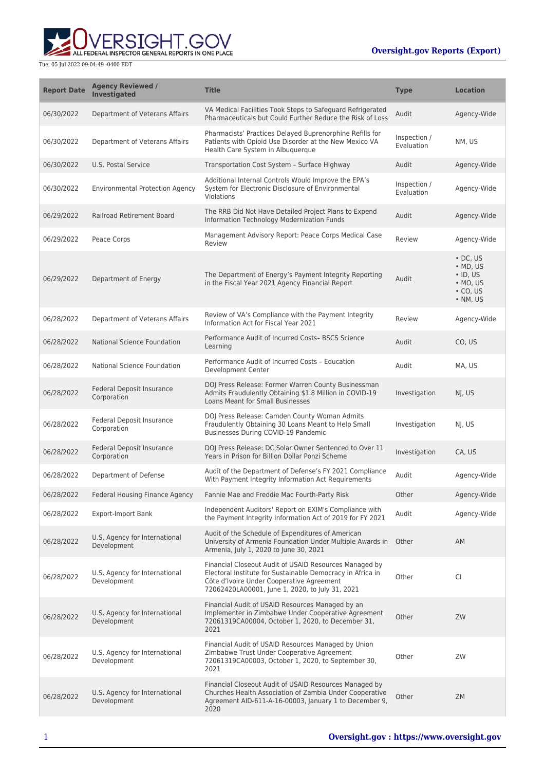Tue, 05 Jul 2022 09:04:49 -0400 EDT

**Oversight.gov Reports (Export)**

| Report Date | Agency Reviewed / Investigated | Title | Type | Location |
| --- | --- | --- | --- | --- |
| 06/30/2022 | Department of Veterans Affairs | VA Medical Facilities Took Steps to Safeguard Refrigerated Pharmaceuticals but Could Further Reduce the Risk of Loss | Audit | Agency-Wide |
| 06/30/2022 | Department of Veterans Affairs | Pharmacists' Practices Delayed Buprenorphine Refills for Patients with Opioid Use Disorder at the New Mexico VA Health Care System in Albuquerque | Inspection / Evaluation | NM, US |
| 06/30/2022 | U.S. Postal Service | Transportation Cost System – Surface Highway | Audit | Agency-Wide |
| 06/30/2022 | Environmental Protection Agency | Additional Internal Controls Would Improve the EPA's System for Electronic Disclosure of Environmental Violations | Inspection / Evaluation | Agency-Wide |
| 06/29/2022 | Railroad Retirement Board | The RRB Did Not Have Detailed Project Plans to Expend Information Technology Modernization Funds | Audit | Agency-Wide |
| 06/29/2022 | Peace Corps | Management Advisory Report: Peace Corps Medical Case Review | Review | Agency-Wide |
| 06/29/2022 | Department of Energy | The Department of Energy's Payment Integrity Reporting in the Fiscal Year 2021 Agency Financial Report | Audit | • DC, US<br>• MD, US<br>• ID, US<br>• MO, US<br>• CO, US<br>• NM, US |
| 06/28/2022 | Department of Veterans Affairs | Review of VA's Compliance with the Payment Integrity Information Act for Fiscal Year 2021 | Review | Agency-Wide |
| 06/28/2022 | National Science Foundation | Performance Audit of Incurred Costs– BSCS Science Learning | Audit | CO, US |
| 06/28/2022 | National Science Foundation | Performance Audit of Incurred Costs – Education Development Center | Audit | MA, US |
| 06/28/2022 | Federal Deposit Insurance Corporation | DOJ Press Release: Former Warren County Businessman Admits Fraudulently Obtaining $1.8 Million in COVID-19 Loans Meant for Small Businesses | Investigation | NJ, US |
| 06/28/2022 | Federal Deposit Insurance Corporation | DOJ Press Release: Camden County Woman Admits Fraudulently Obtaining 30 Loans Meant to Help Small Businesses During COVID-19 Pandemic | Investigation | NJ, US |
| 06/28/2022 | Federal Deposit Insurance Corporation | DOJ Press Release: DC Solar Owner Sentenced to Over 11 Years in Prison for Billion Dollar Ponzi Scheme | Investigation | CA, US |
| 06/28/2022 | Department of Defense | Audit of the Department of Defense's FY 2021 Compliance With Payment Integrity Information Act Requirements | Audit | Agency-Wide |
| 06/28/2022 | Federal Housing Finance Agency | Fannie Mae and Freddie Mac Fourth-Party Risk | Other | Agency-Wide |
| 06/28/2022 | Export-Import Bank | Independent Auditors' Report on EXIM's Compliance with the Payment Integrity Information Act of 2019 for FY 2021 | Audit | Agency-Wide |
| 06/28/2022 | U.S. Agency for International Development | Audit of the Schedule of Expenditures of American University of Armenia Foundation Under Multiple Awards in Armenia, July 1, 2020 to June 30, 2021 | Other | AM |
| 06/28/2022 | U.S. Agency for International Development | Financial Closeout Audit of USAID Resources Managed by Electoral Institute for Sustainable Democracy in Africa in Côte d'Ivoire Under Cooperative Agreement 72062420LA00001, June 1, 2020, to July 31, 2021 | Other | CI |
| 06/28/2022 | U.S. Agency for International Development | Financial Audit of USAID Resources Managed by an Implementer in Zimbabwe Under Cooperative Agreement 72061319CA00004, October 1, 2020, to December 31, 2021 | Other | ZW |
| 06/28/2022 | U.S. Agency for International Development | Financial Audit of USAID Resources Managed by Union Zimbabwe Trust Under Cooperative Agreement 72061319CA00003, October 1, 2020, to September 30, 2021 | Other | ZW |
| 06/28/2022 | U.S. Agency for International Development | Financial Closeout Audit of USAID Resources Managed by Churches Health Association of Zambia Under Cooperative Agreement AID-611-A-16-00003, January 1 to December 9, 2020 | Other | ZM |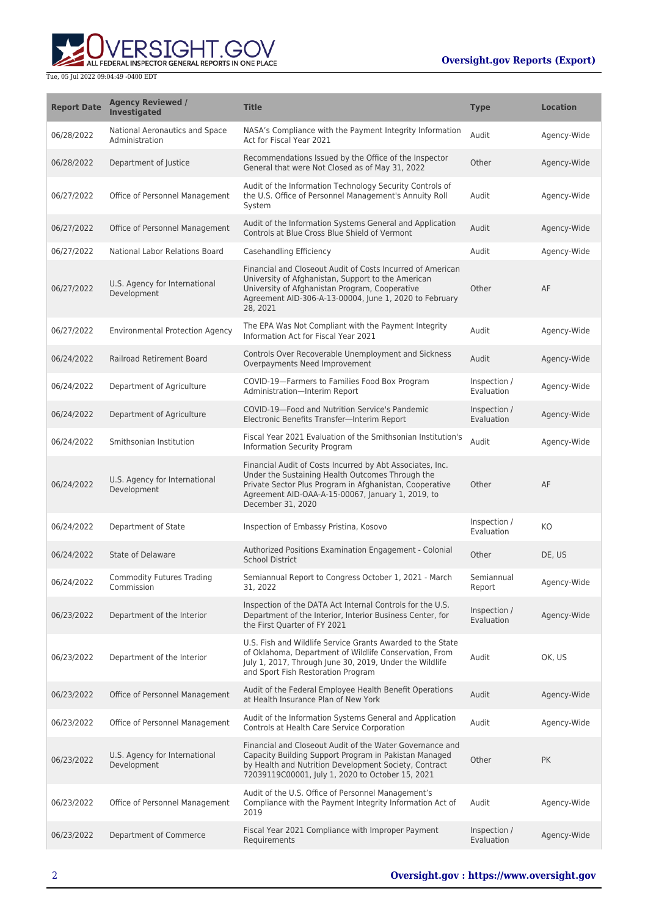| Report Date | Agency Reviewed / Investigated | Title | Type | Location |
| --- | --- | --- | --- | --- |
| 06/28/2022 | National Aeronautics and Space Administration | NASA's Compliance with the Payment Integrity Information Act for Fiscal Year 2021 | Audit | Agency-Wide |
| 06/28/2022 | Department of Justice | Recommendations Issued by the Office of the Inspector General that were Not Closed as of May 31, 2022 | Other | Agency-Wide |
| 06/27/2022 | Office of Personnel Management | Audit of the Information Technology Security Controls of the U.S. Office of Personnel Management's Annuity Roll System | Audit | Agency-Wide |
| 06/27/2022 | Office of Personnel Management | Audit of the Information Systems General and Application Controls at Blue Cross Blue Shield of Vermont | Audit | Agency-Wide |
| 06/27/2022 | National Labor Relations Board | Casehandling Efficiency | Audit | Agency-Wide |
| 06/27/2022 | U.S. Agency for International Development | Financial and Closeout Audit of Costs Incurred of American University of Afghanistan, Support to the American University of Afghanistan Program, Cooperative Agreement AID-306-A-13-00004, June 1, 2020 to February 28, 2021 | Other | AF |
| 06/27/2022 | Environmental Protection Agency | The EPA Was Not Compliant with the Payment Integrity Information Act for Fiscal Year 2021 | Audit | Agency-Wide |
| 06/24/2022 | Railroad Retirement Board | Controls Over Recoverable Unemployment and Sickness Overpayments Need Improvement | Audit | Agency-Wide |
| 06/24/2022 | Department of Agriculture | COVID-19—Farmers to Families Food Box Program Administration—Interim Report | Inspection / Evaluation | Agency-Wide |
| 06/24/2022 | Department of Agriculture | COVID-19—Food and Nutrition Service's Pandemic Electronic Benefits Transfer—Interim Report | Inspection / Evaluation | Agency-Wide |
| 06/24/2022 | Smithsonian Institution | Fiscal Year 2021 Evaluation of the Smithsonian Institution's Information Security Program | Audit | Agency-Wide |
| 06/24/2022 | U.S. Agency for International Development | Financial Audit of Costs Incurred by Abt Associates, Inc. Under the Sustaining Health Outcomes Through the Private Sector Plus Program in Afghanistan, Cooperative Agreement AID-OAA-A-15-00067, January 1, 2019, to December 31, 2020 | Other | AF |
| 06/24/2022 | Department of State | Inspection of Embassy Pristina, Kosovo | Inspection / Evaluation | KO |
| 06/24/2022 | State of Delaware | Authorized Positions Examination Engagement - Colonial School District | Other | DE, US |
| 06/24/2022 | Commodity Futures Trading Commission | Semiannual Report to Congress October 1, 2021 - March 31, 2022 | Semiannual Report | Agency-Wide |
| 06/23/2022 | Department of the Interior | Inspection of the DATA Act Internal Controls for the U.S. Department of the Interior, Interior Business Center, for the First Quarter of FY 2021 | Inspection / Evaluation | Agency-Wide |
| 06/23/2022 | Department of the Interior | U.S. Fish and Wildlife Service Grants Awarded to the State of Oklahoma, Department of Wildlife Conservation, From July 1, 2017, Through June 30, 2019, Under the Wildlife and Sport Fish Restoration Program | Audit | OK, US |
| 06/23/2022 | Office of Personnel Management | Audit of the Federal Employee Health Benefit Operations at Health Insurance Plan of New York | Audit | Agency-Wide |
| 06/23/2022 | Office of Personnel Management | Audit of the Information Systems General and Application Controls at Health Care Service Corporation | Audit | Agency-Wide |
| 06/23/2022 | U.S. Agency for International Development | Financial and Closeout Audit of the Water Governance and Capacity Building Support Program in Pakistan Managed by Health and Nutrition Development Society, Contract 72039119C00001, July 1, 2020 to October 15, 2021 | Other | PK |
| 06/23/2022 | Office of Personnel Management | Audit of the U.S. Office of Personnel Management's Compliance with the Payment Integrity Information Act of 2019 | Audit | Agency-Wide |
| 06/23/2022 | Department of Commerce | Fiscal Year 2021 Compliance with Improper Payment Requirements | Inspection / Evaluation | Agency-Wide |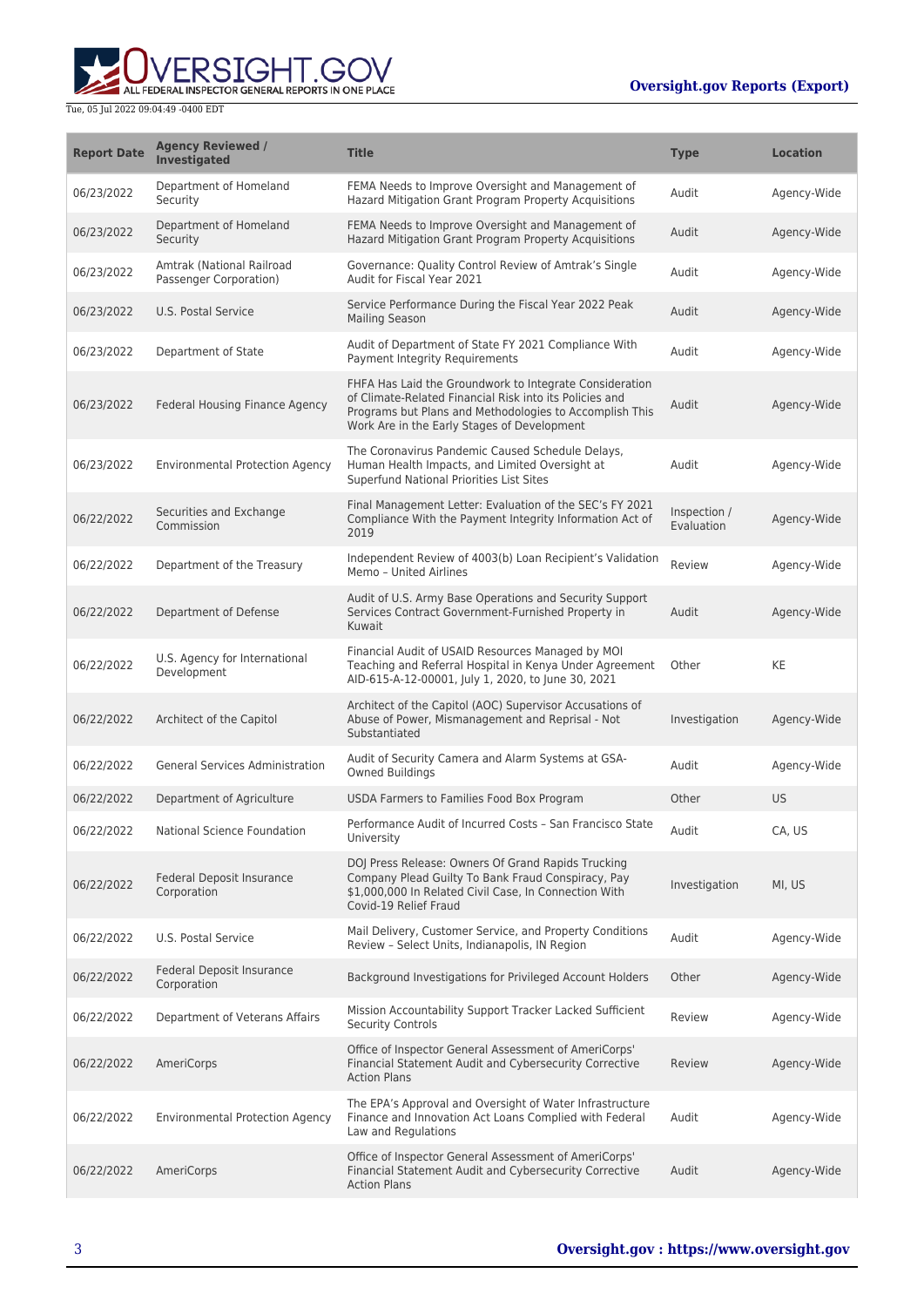| Report Date | Agency Reviewed / Investigated | Title | Type | Location |
|---|---|---|---|---|
| 06/23/2022 | Department of Homeland Security | FEMA Needs to Improve Oversight and Management of Hazard Mitigation Grant Program Property Acquisitions | Audit | Agency-Wide |
| 06/23/2022 | Department of Homeland Security | FEMA Needs to Improve Oversight and Management of Hazard Mitigation Grant Program Property Acquisitions | Audit | Agency-Wide |
| 06/23/2022 | Amtrak (National Railroad Passenger Corporation) | Governance: Quality Control Review of Amtrak's Single Audit for Fiscal Year 2021 | Audit | Agency-Wide |
| 06/23/2022 | U.S. Postal Service | Service Performance During the Fiscal Year 2022 Peak Mailing Season | Audit | Agency-Wide |
| 06/23/2022 | Department of State | Audit of Department of State FY 2021 Compliance With Payment Integrity Requirements | Audit | Agency-Wide |
| 06/23/2022 | Federal Housing Finance Agency | FHFA Has Laid the Groundwork to Integrate Consideration of Climate-Related Financial Risk into its Policies and Programs but Plans and Methodologies to Accomplish This Work Are in the Early Stages of Development | Audit | Agency-Wide |
| 06/23/2022 | Environmental Protection Agency | The Coronavirus Pandemic Caused Schedule Delays, Human Health Impacts, and Limited Oversight at Superfund National Priorities List Sites | Audit | Agency-Wide |
| 06/22/2022 | Securities and Exchange Commission | Final Management Letter: Evaluation of the SEC's FY 2021 Compliance With the Payment Integrity Information Act of 2019 | Inspection / Evaluation | Agency-Wide |
| 06/22/2022 | Department of the Treasury | Independent Review of 4003(b) Loan Recipient's Validation Memo – United Airlines | Review | Agency-Wide |
| 06/22/2022 | Department of Defense | Audit of U.S. Army Base Operations and Security Support Services Contract Government-Furnished Property in Kuwait | Audit | Agency-Wide |
| 06/22/2022 | U.S. Agency for International Development | Financial Audit of USAID Resources Managed by MOI Teaching and Referral Hospital in Kenya Under Agreement AID-615-A-12-00001, July 1, 2020, to June 30, 2021 | Other | KE |
| 06/22/2022 | Architect of the Capitol | Architect of the Capitol (AOC) Supervisor Accusations of Abuse of Power, Mismanagement and Reprisal - Not Substantiated | Investigation | Agency-Wide |
| 06/22/2022 | General Services Administration | Audit of Security Camera and Alarm Systems at GSA-Owned Buildings | Audit | Agency-Wide |
| 06/22/2022 | Department of Agriculture | USDA Farmers to Families Food Box Program | Other | US |
| 06/22/2022 | National Science Foundation | Performance Audit of Incurred Costs – San Francisco State University | Audit | CA, US |
| 06/22/2022 | Federal Deposit Insurance Corporation | DOJ Press Release: Owners Of Grand Rapids Trucking Company Plead Guilty To Bank Fraud Conspiracy, Pay $1,000,000 In Related Civil Case, In Connection With Covid-19 Relief Fraud | Investigation | MI, US |
| 06/22/2022 | U.S. Postal Service | Mail Delivery, Customer Service, and Property Conditions Review – Select Units, Indianapolis, IN Region | Audit | Agency-Wide |
| 06/22/2022 | Federal Deposit Insurance Corporation | Background Investigations for Privileged Account Holders | Other | Agency-Wide |
| 06/22/2022 | Department of Veterans Affairs | Mission Accountability Support Tracker Lacked Sufficient Security Controls | Review | Agency-Wide |
| 06/22/2022 | AmeriCorps | Office of Inspector General Assessment of AmeriCorps' Financial Statement Audit and Cybersecurity Corrective Action Plans | Review | Agency-Wide |
| 06/22/2022 | Environmental Protection Agency | The EPA's Approval and Oversight of Water Infrastructure Finance and Innovation Act Loans Complied with Federal Law and Regulations | Audit | Agency-Wide |
| 06/22/2022 | AmeriCorps | Office of Inspector General Assessment of AmeriCorps' Financial Statement Audit and Cybersecurity Corrective Action Plans | Audit | Agency-Wide |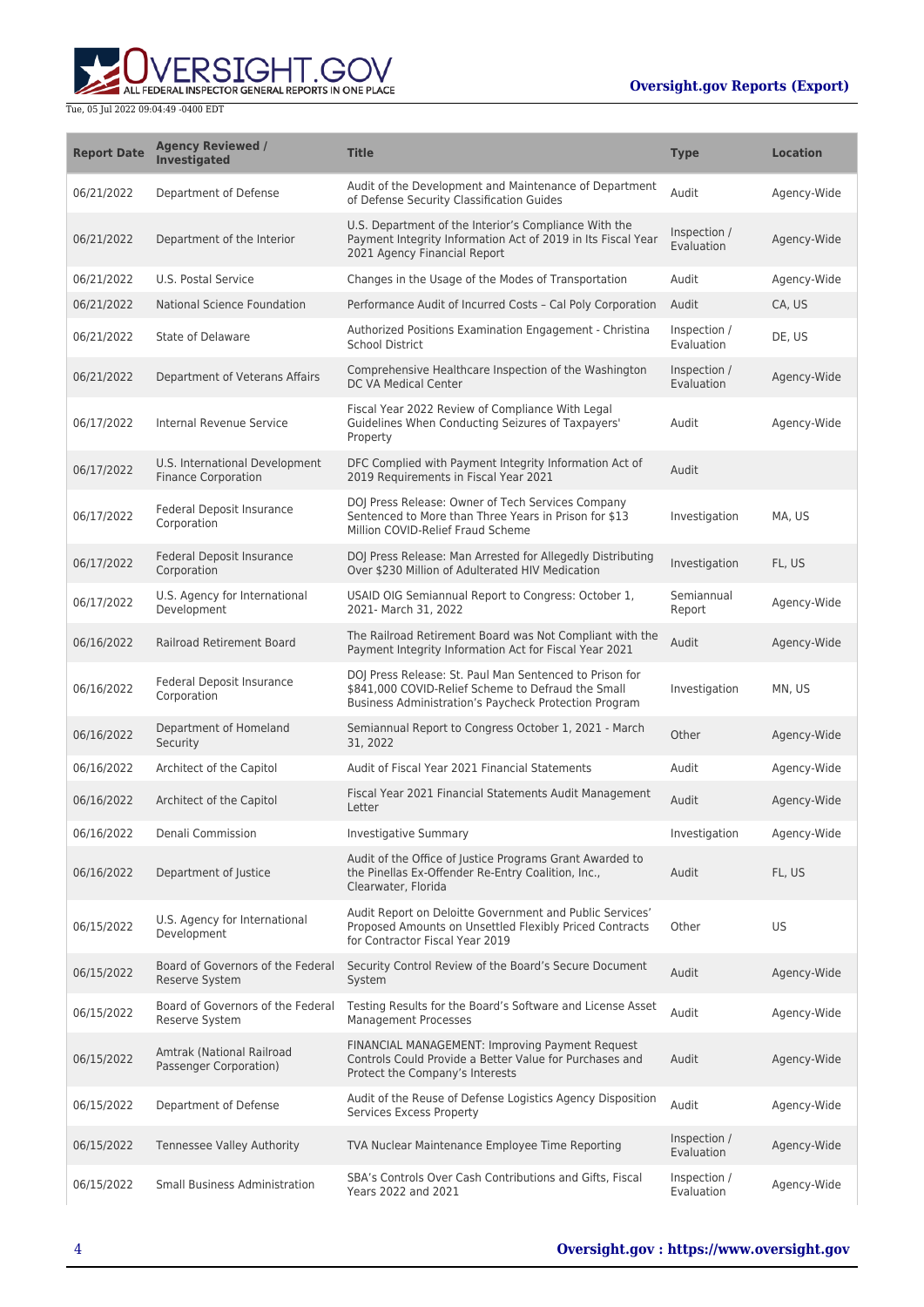| Report Date | Agency Reviewed / Investigated | Title | Type | Location |
| --- | --- | --- | --- | --- |
| 06/21/2022 | Department of Defense | Audit of the Development and Maintenance of Department of Defense Security Classification Guides | Audit | Agency-Wide |
| 06/21/2022 | Department of the Interior | U.S. Department of the Interior's Compliance With the Payment Integrity Information Act of 2019 in Its Fiscal Year 2021 Agency Financial Report | Inspection / Evaluation | Agency-Wide |
| 06/21/2022 | U.S. Postal Service | Changes in the Usage of the Modes of Transportation | Audit | Agency-Wide |
| 06/21/2022 | National Science Foundation | Performance Audit of Incurred Costs – Cal Poly Corporation | Audit | CA, US |
| 06/21/2022 | State of Delaware | Authorized Positions Examination Engagement - Christina School District | Inspection / Evaluation | DE, US |
| 06/21/2022 | Department of Veterans Affairs | Comprehensive Healthcare Inspection of the Washington DC VA Medical Center | Inspection / Evaluation | Agency-Wide |
| 06/17/2022 | Internal Revenue Service | Fiscal Year 2022 Review of Compliance With Legal Guidelines When Conducting Seizures of Taxpayers' Property | Audit | Agency-Wide |
| 06/17/2022 | U.S. International Development Finance Corporation | DFC Complied with Payment Integrity Information Act of 2019 Requirements in Fiscal Year 2021 | Audit | |
| 06/17/2022 | Federal Deposit Insurance Corporation | DOJ Press Release: Owner of Tech Services Company Sentenced to More than Three Years in Prison for $13 Million COVID-Relief Fraud Scheme | Investigation | MA, US |
| 06/17/2022 | Federal Deposit Insurance Corporation | DOJ Press Release: Man Arrested for Allegedly Distributing Over $230 Million of Adulterated HIV Medication | Investigation | FL, US |
| 06/17/2022 | U.S. Agency for International Development | USAID OIG Semiannual Report to Congress: October 1, 2021- March 31, 2022 | Semiannual Report | Agency-Wide |
| 06/16/2022 | Railroad Retirement Board | The Railroad Retirement Board was Not Compliant with the Payment Integrity Information Act for Fiscal Year 2021 | Audit | Agency-Wide |
| 06/16/2022 | Federal Deposit Insurance Corporation | DOJ Press Release: St. Paul Man Sentenced to Prison for $841,000 COVID-Relief Scheme to Defraud the Small Business Administration's Paycheck Protection Program | Investigation | MN, US |
| 06/16/2022 | Department of Homeland Security | Semiannual Report to Congress October 1, 2021 - March 31, 2022 | Other | Agency-Wide |
| 06/16/2022 | Architect of the Capitol | Audit of Fiscal Year 2021 Financial Statements | Audit | Agency-Wide |
| 06/16/2022 | Architect of the Capitol | Fiscal Year 2021 Financial Statements Audit Management Letter | Audit | Agency-Wide |
| 06/16/2022 | Denali Commission | Investigative Summary | Investigation | Agency-Wide |
| 06/16/2022 | Department of Justice | Audit of the Office of Justice Programs Grant Awarded to the Pinellas Ex-Offender Re-Entry Coalition, Inc., Clearwater, Florida | Audit | FL, US |
| 06/15/2022 | U.S. Agency for International Development | Audit Report on Deloitte Government and Public Services' Proposed Amounts on Unsettled Flexibly Priced Contracts for Contractor Fiscal Year 2019 | Other | US |
| 06/15/2022 | Board of Governors of the Federal Reserve System | Security Control Review of the Board's Secure Document System | Audit | Agency-Wide |
| 06/15/2022 | Board of Governors of the Federal Reserve System | Testing Results for the Board's Software and License Asset Management Processes | Audit | Agency-Wide |
| 06/15/2022 | Amtrak (National Railroad Passenger Corporation) | FINANCIAL MANAGEMENT: Improving Payment Request Controls Could Provide a Better Value for Purchases and Protect the Company's Interests | Audit | Agency-Wide |
| 06/15/2022 | Department of Defense | Audit of the Reuse of Defense Logistics Agency Disposition Services Excess Property | Audit | Agency-Wide |
| 06/15/2022 | Tennessee Valley Authority | TVA Nuclear Maintenance Employee Time Reporting | Inspection / Evaluation | Agency-Wide |
| 06/15/2022 | Small Business Administration | SBA's Controls Over Cash Contributions and Gifts, Fiscal Years 2022 and 2021 | Inspection / Evaluation | Agency-Wide |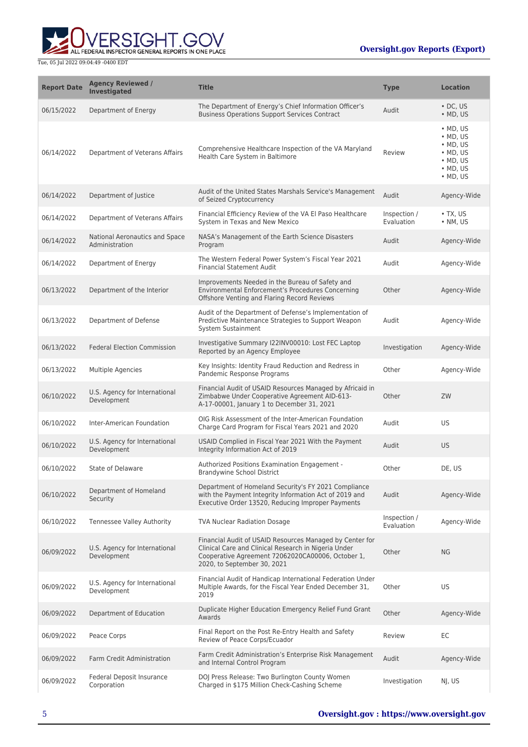| Report Date | Agency Reviewed / Investigated | Title | Type | Location |
|---|---|---|---|---|
| 06/15/2022 | Department of Energy | The Department of Energy's Chief Information Officer's Business Operations Support Services Contract | Audit | • DC, US<br>• MD, US |
| 06/14/2022 | Department of Veterans Affairs | Comprehensive Healthcare Inspection of the VA Maryland Health Care System in Baltimore | Review | • MD, US<br>• MD, US<br>• MD, US<br>• MD, US<br>• MD, US<br>• MD, US<br>• MD, US |
| 06/14/2022 | Department of Justice | Audit of the United States Marshals Service's Management of Seized Cryptocurrency | Audit | Agency-Wide |
| 06/14/2022 | Department of Veterans Affairs | Financial Efficiency Review of the VA El Paso Healthcare System in Texas and New Mexico | Inspection / Evaluation | • TX, US<br>• NM, US |
| 06/14/2022 | National Aeronautics and Space Administration | NASA's Management of the Earth Science Disasters Program | Audit | Agency-Wide |
| 06/14/2022 | Department of Energy | The Western Federal Power System's Fiscal Year 2021 Financial Statement Audit | Audit | Agency-Wide |
| 06/13/2022 | Department of the Interior | Improvements Needed in the Bureau of Safety and Environmental Enforcement's Procedures Concerning Offshore Venting and Flaring Record Reviews | Other | Agency-Wide |
| 06/13/2022 | Department of Defense | Audit of the Department of Defense's Implementation of Predictive Maintenance Strategies to Support Weapon System Sustainment | Audit | Agency-Wide |
| 06/13/2022 | Federal Election Commission | Investigative Summary I22INV00010: Lost FEC Laptop Reported by an Agency Employee | Investigation | Agency-Wide |
| 06/13/2022 | Multiple Agencies | Key Insights: Identity Fraud Reduction and Redress in Pandemic Response Programs | Other | Agency-Wide |
| 06/10/2022 | U.S. Agency for International Development | Financial Audit of USAID Resources Managed by Africaid in Zimbabwe Under Cooperative Agreement AID-613-A-17-00001, January 1 to December 31, 2021 | Other | ZW |
| 06/10/2022 | Inter-American Foundation | OIG Risk Assessment of the Inter-American Foundation Charge Card Program for Fiscal Years 2021 and 2020 | Audit | US |
| 06/10/2022 | U.S. Agency for International Development | USAID Complied in Fiscal Year 2021 With the Payment Integrity Information Act of 2019 | Audit | US |
| 06/10/2022 | State of Delaware | Authorized Positions Examination Engagement - Brandywine School District | Other | DE, US |
| 06/10/2022 | Department of Homeland Security | Department of Homeland Security's FY 2021 Compliance with the Payment Integrity Information Act of 2019 and Executive Order 13520, Reducing Improper Payments | Audit | Agency-Wide |
| 06/10/2022 | Tennessee Valley Authority | TVA Nuclear Radiation Dosage | Inspection / Evaluation | Agency-Wide |
| 06/09/2022 | U.S. Agency for International Development | Financial Audit of USAID Resources Managed by Center for Clinical Care and Clinical Research in Nigeria Under Cooperative Agreement 72062020CA00006, October 1, 2020, to September 30, 2021 | Other | NG |
| 06/09/2022 | U.S. Agency for International Development | Financial Audit of Handicap International Federation Under Multiple Awards, for the Fiscal Year Ended December 31, 2019 | Other | US |
| 06/09/2022 | Department of Education | Duplicate Higher Education Emergency Relief Fund Grant Awards | Other | Agency-Wide |
| 06/09/2022 | Peace Corps | Final Report on the Post Re-Entry Health and Safety Review of Peace Corps/Ecuador | Review | EC |
| 06/09/2022 | Farm Credit Administration | Farm Credit Administration's Enterprise Risk Management and Internal Control Program | Audit | Agency-Wide |
| 06/09/2022 | Federal Deposit Insurance Corporation | DOJ Press Release: Two Burlington County Women Charged in $175 Million Check-Cashing Scheme | Investigation | NJ, US |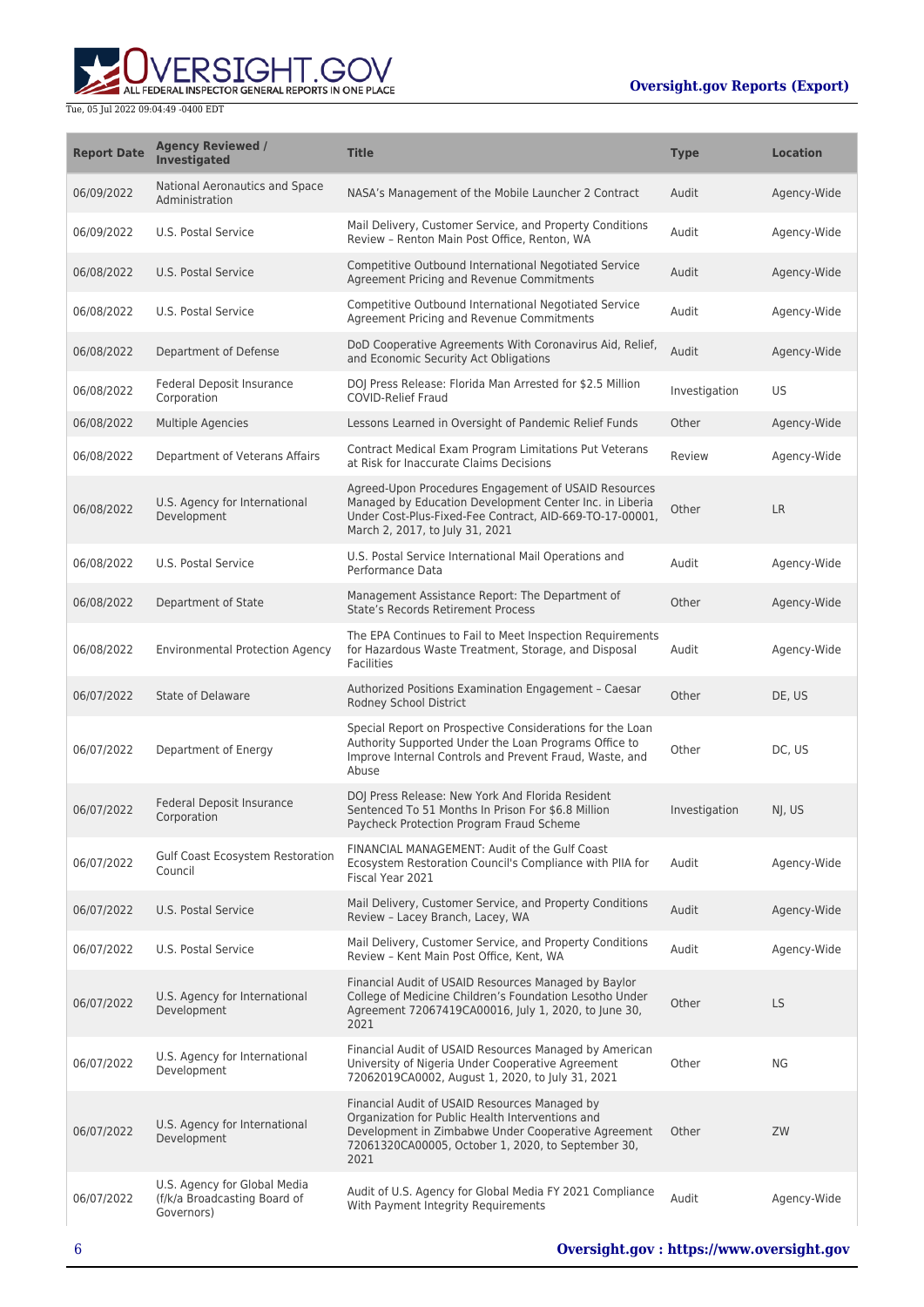| Report Date | Agency Reviewed / Investigated | Title | Type | Location |
| --- | --- | --- | --- | --- |
| 06/09/2022 | National Aeronautics and Space Administration | NASA's Management of the Mobile Launcher 2 Contract | Audit | Agency-Wide |
| 06/09/2022 | U.S. Postal Service | Mail Delivery, Customer Service, and Property Conditions Review – Renton Main Post Office, Renton, WA | Audit | Agency-Wide |
| 06/08/2022 | U.S. Postal Service | Competitive Outbound International Negotiated Service Agreement Pricing and Revenue Commitments | Audit | Agency-Wide |
| 06/08/2022 | U.S. Postal Service | Competitive Outbound International Negotiated Service Agreement Pricing and Revenue Commitments | Audit | Agency-Wide |
| 06/08/2022 | Department of Defense | DoD Cooperative Agreements With Coronavirus Aid, Relief, and Economic Security Act Obligations | Audit | Agency-Wide |
| 06/08/2022 | Federal Deposit Insurance Corporation | DOJ Press Release: Florida Man Arrested for $2.5 Million COVID-Relief Fraud | Investigation | US |
| 06/08/2022 | Multiple Agencies | Lessons Learned in Oversight of Pandemic Relief Funds | Other | Agency-Wide |
| 06/08/2022 | Department of Veterans Affairs | Contract Medical Exam Program Limitations Put Veterans at Risk for Inaccurate Claims Decisions | Review | Agency-Wide |
| 06/08/2022 | U.S. Agency for International Development | Agreed-Upon Procedures Engagement of USAID Resources Managed by Education Development Center Inc. in Liberia Under Cost-Plus-Fixed-Fee Contract, AID-669-TO-17-00001, March 2, 2017, to July 31, 2021 | Other | LR |
| 06/08/2022 | U.S. Postal Service | U.S. Postal Service International Mail Operations and Performance Data | Audit | Agency-Wide |
| 06/08/2022 | Department of State | Management Assistance Report: The Department of State's Records Retirement Process | Other | Agency-Wide |
| 06/08/2022 | Environmental Protection Agency | The EPA Continues to Fail to Meet Inspection Requirements for Hazardous Waste Treatment, Storage, and Disposal Facilities | Audit | Agency-Wide |
| 06/07/2022 | State of Delaware | Authorized Positions Examination Engagement – Caesar Rodney School District | Other | DE, US |
| 06/07/2022 | Department of Energy | Special Report on Prospective Considerations for the Loan Authority Supported Under the Loan Programs Office to Improve Internal Controls and Prevent Fraud, Waste, and Abuse | Other | DC, US |
| 06/07/2022 | Federal Deposit Insurance Corporation | DOJ Press Release: New York And Florida Resident Sentenced To 51 Months In Prison For $6.8 Million Paycheck Protection Program Fraud Scheme | Investigation | NJ, US |
| 06/07/2022 | Gulf Coast Ecosystem Restoration Council | FINANCIAL MANAGEMENT: Audit of the Gulf Coast Ecosystem Restoration Council's Compliance with PIIA for Fiscal Year 2021 | Audit | Agency-Wide |
| 06/07/2022 | U.S. Postal Service | Mail Delivery, Customer Service, and Property Conditions Review – Lacey Branch, Lacey, WA | Audit | Agency-Wide |
| 06/07/2022 | U.S. Postal Service | Mail Delivery, Customer Service, and Property Conditions Review – Kent Main Post Office, Kent, WA | Audit | Agency-Wide |
| 06/07/2022 | U.S. Agency for International Development | Financial Audit of USAID Resources Managed by Baylor College of Medicine Children's Foundation Lesotho Under Agreement 72067419CA00016, July 1, 2020, to June 30, 2021 | Other | LS |
| 06/07/2022 | U.S. Agency for International Development | Financial Audit of USAID Resources Managed by American University of Nigeria Under Cooperative Agreement 72062019CA0002, August 1, 2020, to July 31, 2021 | Other | NG |
| 06/07/2022 | U.S. Agency for International Development | Financial Audit of USAID Resources Managed by Organization for Public Health Interventions and Development in Zimbabwe Under Cooperative Agreement 72061320CA00005, October 1, 2020, to September 30, 2021 | Other | ZW |
| 06/07/2022 | U.S. Agency for Global Media (f/k/a Broadcasting Board of Governors) | Audit of U.S. Agency for Global Media FY 2021 Compliance With Payment Integrity Requirements | Audit | Agency-Wide |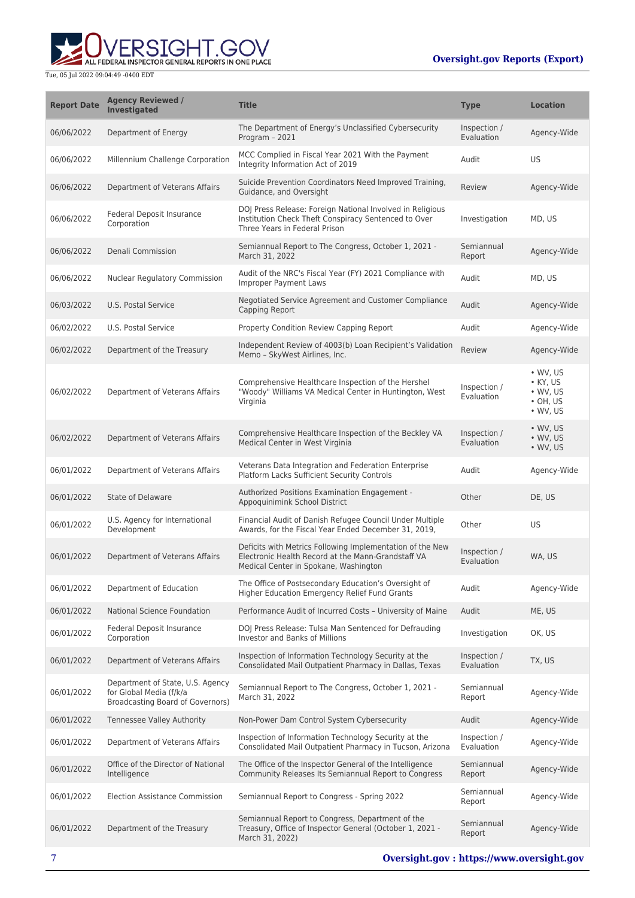| Report Date | Agency Reviewed / Investigated | Title | Type | Location |
| --- | --- | --- | --- | --- |
| 06/06/2022 | Department of Energy | The Department of Energy's Unclassified Cybersecurity Program – 2021 | Inspection / Evaluation | Agency-Wide |
| 06/06/2022 | Millennium Challenge Corporation | MCC Complied in Fiscal Year 2021 With the Payment Integrity Information Act of 2019 | Audit | US |
| 06/06/2022 | Department of Veterans Affairs | Suicide Prevention Coordinators Need Improved Training, Guidance, and Oversight | Review | Agency-Wide |
| 06/06/2022 | Federal Deposit Insurance Corporation | DOJ Press Release: Foreign National Involved in Religious Institution Check Theft Conspiracy Sentenced to Over Three Years in Federal Prison | Investigation | MD, US |
| 06/06/2022 | Denali Commission | Semiannual Report to The Congress, October 1, 2021 - March 31, 2022 | Semiannual Report | Agency-Wide |
| 06/06/2022 | Nuclear Regulatory Commission | Audit of the NRC's Fiscal Year (FY) 2021 Compliance with Improper Payment Laws | Audit | MD, US |
| 06/03/2022 | U.S. Postal Service | Negotiated Service Agreement and Customer Compliance Capping Report | Audit | Agency-Wide |
| 06/02/2022 | U.S. Postal Service | Property Condition Review Capping Report | Audit | Agency-Wide |
| 06/02/2022 | Department of the Treasury | Independent Review of 4003(b) Loan Recipient's Validation Memo – SkyWest Airlines, Inc. | Review | Agency-Wide |
| 06/02/2022 | Department of Veterans Affairs | Comprehensive Healthcare Inspection of the Hershel "Woody" Williams VA Medical Center in Huntington, West Virginia | Inspection / Evaluation | • WV, US • KY, US • WV, US • OH, US • WV, US |
| 06/02/2022 | Department of Veterans Affairs | Comprehensive Healthcare Inspection of the Beckley VA Medical Center in West Virginia | Inspection / Evaluation | • WV, US • WV, US • WV, US |
| 06/01/2022 | Department of Veterans Affairs | Veterans Data Integration and Federation Enterprise Platform Lacks Sufficient Security Controls | Audit | Agency-Wide |
| 06/01/2022 | State of Delaware | Authorized Positions Examination Engagement - Appoquinimink School District | Other | DE, US |
| 06/01/2022 | U.S. Agency for International Development | Financial Audit of Danish Refugee Council Under Multiple Awards, for the Fiscal Year Ended December 31, 2019, | Other | US |
| 06/01/2022 | Department of Veterans Affairs | Deficits with Metrics Following Implementation of the New Electronic Health Record at the Mann-Grandstaff VA Medical Center in Spokane, Washington | Inspection / Evaluation | WA, US |
| 06/01/2022 | Department of Education | The Office of Postsecondary Education's Oversight of Higher Education Emergency Relief Fund Grants | Audit | Agency-Wide |
| 06/01/2022 | National Science Foundation | Performance Audit of Incurred Costs – University of Maine | Audit | ME, US |
| 06/01/2022 | Federal Deposit Insurance Corporation | DOJ Press Release: Tulsa Man Sentenced for Defrauding Investor and Banks of Millions | Investigation | OK, US |
| 06/01/2022 | Department of Veterans Affairs | Inspection of Information Technology Security at the Consolidated Mail Outpatient Pharmacy in Dallas, Texas | Inspection / Evaluation | TX, US |
| 06/01/2022 | Department of State, U.S. Agency for Global Media (f/k/a Broadcasting Board of Governors) | Semiannual Report to The Congress, October 1, 2021 - March 31, 2022 | Semiannual Report | Agency-Wide |
| 06/01/2022 | Tennessee Valley Authority | Non-Power Dam Control System Cybersecurity | Audit | Agency-Wide |
| 06/01/2022 | Department of Veterans Affairs | Inspection of Information Technology Security at the Consolidated Mail Outpatient Pharmacy in Tucson, Arizona | Inspection / Evaluation | Agency-Wide |
| 06/01/2022 | Office of the Director of National Intelligence | The Office of the Inspector General of the Intelligence Community Releases Its Semiannual Report to Congress | Semiannual Report | Agency-Wide |
| 06/01/2022 | Election Assistance Commission | Semiannual Report to Congress - Spring 2022 | Semiannual Report | Agency-Wide |
| 06/01/2022 | Department of the Treasury | Semiannual Report to Congress, Department of the Treasury, Office of Inspector General (October 1, 2021 - March 31, 2022) | Semiannual Report | Agency-Wide |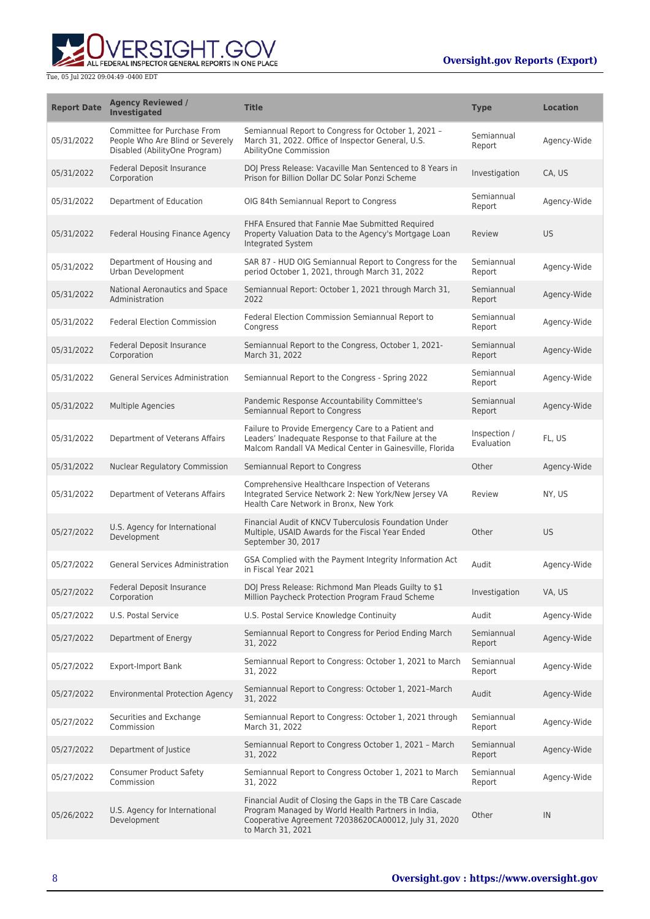| Report Date | Agency Reviewed / Investigated | Title | Type | Location |
| --- | --- | --- | --- | --- |
| 05/31/2022 | Committee for Purchase From People Who Are Blind or Severely Disabled (AbilityOne Program) | Semiannual Report to Congress for October 1, 2021 – March 31, 2022. Office of Inspector General, U.S. AbilityOne Commission | Semiannual Report | Agency-Wide |
| 05/31/2022 | Federal Deposit Insurance Corporation | DOJ Press Release: Vacaville Man Sentenced to 8 Years in Prison for Billion Dollar DC Solar Ponzi Scheme | Investigation | CA, US |
| 05/31/2022 | Department of Education | OIG 84th Semiannual Report to Congress | Semiannual Report | Agency-Wide |
| 05/31/2022 | Federal Housing Finance Agency | FHFA Ensured that Fannie Mae Submitted Required Property Valuation Data to the Agency's Mortgage Loan Integrated System | Review | US |
| 05/31/2022 | Department of Housing and Urban Development | SAR 87 - HUD OIG Semiannual Report to Congress for the period October 1, 2021, through March 31, 2022 | Semiannual Report | Agency-Wide |
| 05/31/2022 | National Aeronautics and Space Administration | Semiannual Report: October 1, 2021 through March 31, 2022 | Semiannual Report | Agency-Wide |
| 05/31/2022 | Federal Election Commission | Federal Election Commission Semiannual Report to Congress | Semiannual Report | Agency-Wide |
| 05/31/2022 | Federal Deposit Insurance Corporation | Semiannual Report to the Congress, October 1, 2021- March 31, 2022 | Semiannual Report | Agency-Wide |
| 05/31/2022 | General Services Administration | Semiannual Report to the Congress - Spring 2022 | Semiannual Report | Agency-Wide |
| 05/31/2022 | Multiple Agencies | Pandemic Response Accountability Committee's Semiannual Report to Congress | Semiannual Report | Agency-Wide |
| 05/31/2022 | Department of Veterans Affairs | Failure to Provide Emergency Care to a Patient and Leaders' Inadequate Response to that Failure at the Malcom Randall VA Medical Center in Gainesville, Florida | Inspection / Evaluation | FL, US |
| 05/31/2022 | Nuclear Regulatory Commission | Semiannual Report to Congress | Other | Agency-Wide |
| 05/31/2022 | Department of Veterans Affairs | Comprehensive Healthcare Inspection of Veterans Integrated Service Network 2: New York/New Jersey VA Health Care Network in Bronx, New York | Review | NY, US |
| 05/27/2022 | U.S. Agency for International Development | Financial Audit of KNCV Tuberculosis Foundation Under Multiple, USAID Awards for the Fiscal Year Ended September 30, 2017 | Other | US |
| 05/27/2022 | General Services Administration | GSA Complied with the Payment Integrity Information Act in Fiscal Year 2021 | Audit | Agency-Wide |
| 05/27/2022 | Federal Deposit Insurance Corporation | DOJ Press Release: Richmond Man Pleads Guilty to $1 Million Paycheck Protection Program Fraud Scheme | Investigation | VA, US |
| 05/27/2022 | U.S. Postal Service | U.S. Postal Service Knowledge Continuity | Audit | Agency-Wide |
| 05/27/2022 | Department of Energy | Semiannual Report to Congress for Period Ending March 31, 2022 | Semiannual Report | Agency-Wide |
| 05/27/2022 | Export-Import Bank | Semiannual Report to Congress: October 1, 2021 to March 31, 2022 | Semiannual Report | Agency-Wide |
| 05/27/2022 | Environmental Protection Agency | Semiannual Report to Congress: October 1, 2021–March 31, 2022 | Audit | Agency-Wide |
| 05/27/2022 | Securities and Exchange Commission | Semiannual Report to Congress: October 1, 2021 through March 31, 2022 | Semiannual Report | Agency-Wide |
| 05/27/2022 | Department of Justice | Semiannual Report to Congress October 1, 2021 – March 31, 2022 | Semiannual Report | Agency-Wide |
| 05/27/2022 | Consumer Product Safety Commission | Semiannual Report to Congress October 1, 2021 to March 31, 2022 | Semiannual Report | Agency-Wide |
| 05/26/2022 | U.S. Agency for International Development | Financial Audit of Closing the Gaps in the TB Care Cascade Program Managed by World Health Partners in India, Cooperative Agreement 72038620CA00012, July 31, 2020 to March 31, 2021 | Other | IN |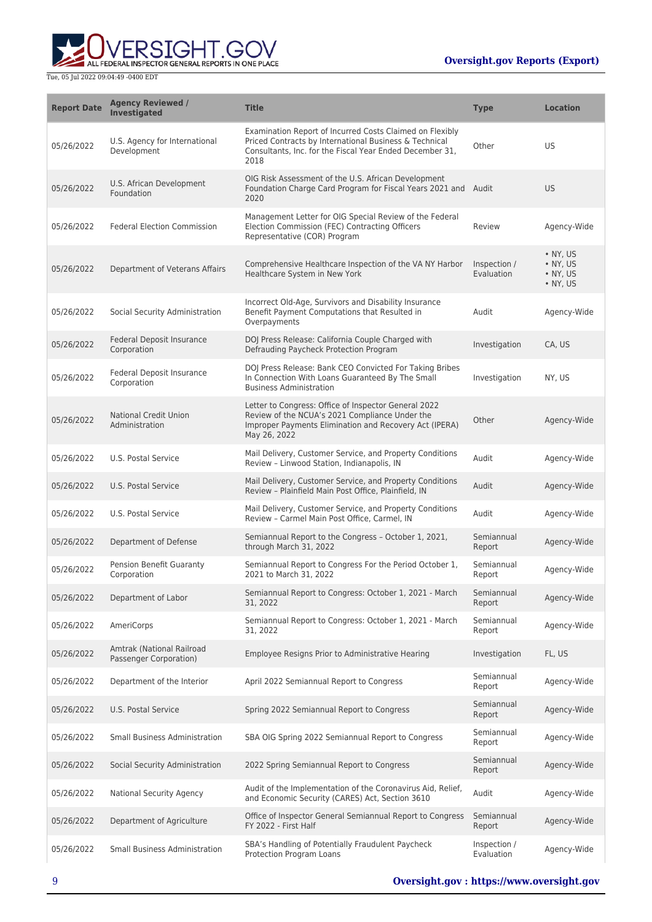| Report Date | Agency Reviewed / Investigated | Title | Type | Location |
| --- | --- | --- | --- | --- |
| 05/26/2022 | U.S. Agency for International Development | Examination Report of Incurred Costs Claimed on Flexibly Priced Contracts by International Business & Technical Consultants, Inc. for the Fiscal Year Ended December 31, 2018 | Other | US |
| 05/26/2022 | U.S. African Development Foundation | OIG Risk Assessment of the U.S. African Development Foundation Charge Card Program for Fiscal Years 2021 and 2020 | Audit | US |
| 05/26/2022 | Federal Election Commission | Management Letter for OIG Special Review of the Federal Election Commission (FEC) Contracting Officers Representative (COR) Program | Review | Agency-Wide |
| 05/26/2022 | Department of Veterans Affairs | Comprehensive Healthcare Inspection of the VA NY Harbor Healthcare System in New York | Inspection / Evaluation | • NY, US • NY, US • NY, US • NY, US |
| 05/26/2022 | Social Security Administration | Incorrect Old-Age, Survivors and Disability Insurance Benefit Payment Computations that Resulted in Overpayments | Audit | Agency-Wide |
| 05/26/2022 | Federal Deposit Insurance Corporation | DOJ Press Release: California Couple Charged with Defrauding Paycheck Protection Program | Investigation | CA, US |
| 05/26/2022 | Federal Deposit Insurance Corporation | DOJ Press Release: Bank CEO Convicted For Taking Bribes In Connection With Loans Guaranteed By The Small Business Administration | Investigation | NY, US |
| 05/26/2022 | National Credit Union Administration | Letter to Congress: Office of Inspector General 2022 Review of the NCUA's 2021 Compliance Under the Improper Payments Elimination and Recovery Act (IPERA) May 26, 2022 | Other | Agency-Wide |
| 05/26/2022 | U.S. Postal Service | Mail Delivery, Customer Service, and Property Conditions Review – Linwood Station, Indianapolis, IN | Audit | Agency-Wide |
| 05/26/2022 | U.S. Postal Service | Mail Delivery, Customer Service, and Property Conditions Review – Plainfield Main Post Office, Plainfield, IN | Audit | Agency-Wide |
| 05/26/2022 | U.S. Postal Service | Mail Delivery, Customer Service, and Property Conditions Review – Carmel Main Post Office, Carmel, IN | Audit | Agency-Wide |
| 05/26/2022 | Department of Defense | Semiannual Report to the Congress – October 1, 2021, through March 31, 2022 | Semiannual Report | Agency-Wide |
| 05/26/2022 | Pension Benefit Guaranty Corporation | Semiannual Report to Congress For the Period October 1, 2021 to March 31, 2022 | Semiannual Report | Agency-Wide |
| 05/26/2022 | Department of Labor | Semiannual Report to Congress: October 1, 2021 - March 31, 2022 | Semiannual Report | Agency-Wide |
| 05/26/2022 | AmeriCorps | Semiannual Report to Congress: October 1, 2021 - March 31, 2022 | Semiannual Report | Agency-Wide |
| 05/26/2022 | Amtrak (National Railroad Passenger Corporation) | Employee Resigns Prior to Administrative Hearing | Investigation | FL, US |
| 05/26/2022 | Department of the Interior | April 2022 Semiannual Report to Congress | Semiannual Report | Agency-Wide |
| 05/26/2022 | U.S. Postal Service | Spring 2022 Semiannual Report to Congress | Semiannual Report | Agency-Wide |
| 05/26/2022 | Small Business Administration | SBA OIG Spring 2022 Semiannual Report to Congress | Semiannual Report | Agency-Wide |
| 05/26/2022 | Social Security Administration | 2022 Spring Semiannual Report to Congress | Semiannual Report | Agency-Wide |
| 05/26/2022 | National Security Agency | Audit of the Implementation of the Coronavirus Aid, Relief, and Economic Security (CARES) Act, Section 3610 | Audit | Agency-Wide |
| 05/26/2022 | Department of Agriculture | Office of Inspector General Semiannual Report to Congress FY 2022 - First Half | Semiannual Report | Agency-Wide |
| 05/26/2022 | Small Business Administration | SBA's Handling of Potentially Fraudulent Paycheck Protection Program Loans | Inspection / Evaluation | Agency-Wide |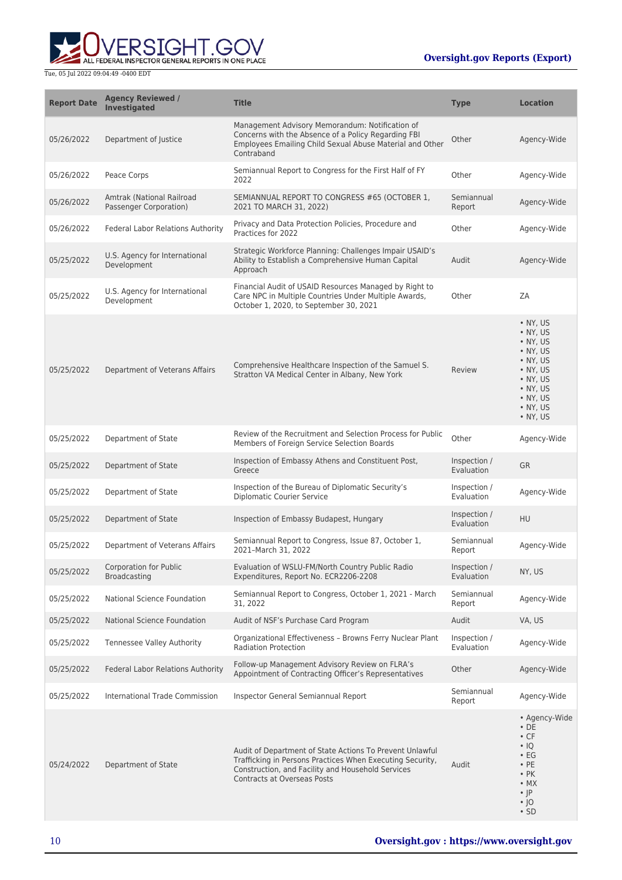| Report Date | Agency Reviewed / Investigated | Title | Type | Location |
| --- | --- | --- | --- | --- |
| 05/26/2022 | Department of Justice | Management Advisory Memorandum: Notification of Concerns with the Absence of a Policy Regarding FBI Employees Emailing Child Sexual Abuse Material and Other Contraband | Other | Agency-Wide |
| 05/26/2022 | Peace Corps | Semiannual Report to Congress for the First Half of FY 2022 | Other | Agency-Wide |
| 05/26/2022 | Amtrak (National Railroad Passenger Corporation) | SEMIANNUAL REPORT TO CONGRESS #65 (OCTOBER 1, 2021 TO MARCH 31, 2022) | Semiannual Report | Agency-Wide |
| 05/26/2022 | Federal Labor Relations Authority | Privacy and Data Protection Policies, Procedure and Practices for 2022 | Other | Agency-Wide |
| 05/25/2022 | U.S. Agency for International Development | Strategic Workforce Planning: Challenges Impair USAID's Ability to Establish a Comprehensive Human Capital Approach | Audit | Agency-Wide |
| 05/25/2022 | U.S. Agency for International Development | Financial Audit of USAID Resources Managed by Right to Care NPC in Multiple Countries Under Multiple Awards, October 1, 2020, to September 30, 2021 | Other | ZA |
| 05/25/2022 | Department of Veterans Affairs | Comprehensive Healthcare Inspection of the Samuel S. Stratton VA Medical Center in Albany, New York | Review | • NY, US • NY, US • NY, US • NY, US • NY, US • NY, US • NY, US • NY, US • NY, US • NY, US • NY, US |
| 05/25/2022 | Department of State | Review of the Recruitment and Selection Process for Public Members of Foreign Service Selection Boards | Other | Agency-Wide |
| 05/25/2022 | Department of State | Inspection of Embassy Athens and Constituent Post, Greece | Inspection / Evaluation | GR |
| 05/25/2022 | Department of State | Inspection of the Bureau of Diplomatic Security's Diplomatic Courier Service | Inspection / Evaluation | Agency-Wide |
| 05/25/2022 | Department of State | Inspection of Embassy Budapest, Hungary | Inspection / Evaluation | HU |
| 05/25/2022 | Department of Veterans Affairs | Semiannual Report to Congress, Issue 87, October 1, 2021–March 31, 2022 | Semiannual Report | Agency-Wide |
| 05/25/2022 | Corporation for Public Broadcasting | Evaluation of WSLU-FM/North Country Public Radio Expenditures, Report No. ECR2206-2208 | Inspection / Evaluation | NY, US |
| 05/25/2022 | National Science Foundation | Semiannual Report to Congress, October 1, 2021 - March 31, 2022 | Semiannual Report | Agency-Wide |
| 05/25/2022 | National Science Foundation | Audit of NSF's Purchase Card Program | Audit | VA, US |
| 05/25/2022 | Tennessee Valley Authority | Organizational Effectiveness – Browns Ferry Nuclear Plant Radiation Protection | Inspection / Evaluation | Agency-Wide |
| 05/25/2022 | Federal Labor Relations Authority | Follow-up Management Advisory Review on FLRA's Appointment of Contracting Officer's Representatives | Other | Agency-Wide |
| 05/25/2022 | International Trade Commission | Inspector General Semiannual Report | Semiannual Report | Agency-Wide |
| 05/24/2022 | Department of State | Audit of Department of State Actions To Prevent Unlawful Trafficking in Persons Practices When Executing Security, Construction, and Facility and Household Services Contracts at Overseas Posts | Audit | • Agency-Wide • DE • CF • IQ • EG • PE • PK • MX • JP • JO • SD |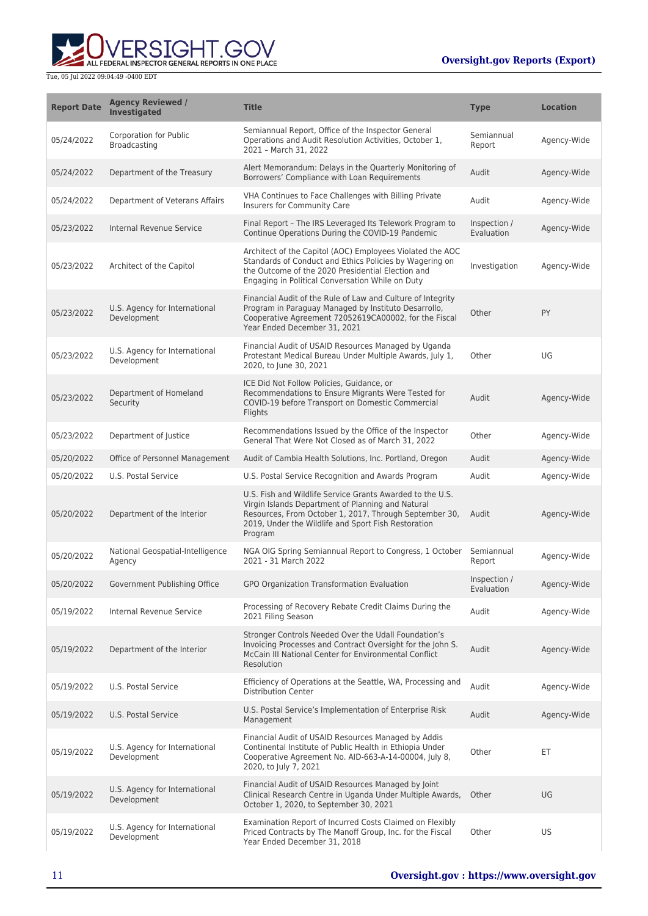| Report Date | Agency Reviewed / Investigated | Title | Type | Location |
| --- | --- | --- | --- | --- |
| 05/24/2022 | Corporation for Public Broadcasting | Semiannual Report, Office of the Inspector General Operations and Audit Resolution Activities, October 1, 2021 – March 31, 2022 | Semiannual Report | Agency-Wide |
| 05/24/2022 | Department of the Treasury | Alert Memorandum: Delays in the Quarterly Monitoring of Borrowers' Compliance with Loan Requirements | Audit | Agency-Wide |
| 05/24/2022 | Department of Veterans Affairs | VHA Continues to Face Challenges with Billing Private Insurers for Community Care | Audit | Agency-Wide |
| 05/23/2022 | Internal Revenue Service | Final Report – The IRS Leveraged Its Telework Program to Continue Operations During the COVID-19 Pandemic | Inspection / Evaluation | Agency-Wide |
| 05/23/2022 | Architect of the Capitol | Architect of the Capitol (AOC) Employees Violated the AOC Standards of Conduct and Ethics Policies by Wagering on the Outcome of the 2020 Presidential Election and Engaging in Political Conversation While on Duty | Investigation | Agency-Wide |
| 05/23/2022 | U.S. Agency for International Development | Financial Audit of the Rule of Law and Culture of Integrity Program in Paraguay Managed by Instituto Desarrollo, Cooperative Agreement 72052619CA00002, for the Fiscal Year Ended December 31, 2021 | Other | PY |
| 05/23/2022 | U.S. Agency for International Development | Financial Audit of USAID Resources Managed by Uganda Protestant Medical Bureau Under Multiple Awards, July 1, 2020, to June 30, 2021 | Other | UG |
| 05/23/2022 | Department of Homeland Security | ICE Did Not Follow Policies, Guidance, or Recommendations to Ensure Migrants Were Tested for COVID-19 before Transport on Domestic Commercial Flights | Audit | Agency-Wide |
| 05/23/2022 | Department of Justice | Recommendations Issued by the Office of the Inspector General That Were Not Closed as of March 31, 2022 | Other | Agency-Wide |
| 05/20/2022 | Office of Personnel Management | Audit of Cambia Health Solutions, Inc. Portland, Oregon | Audit | Agency-Wide |
| 05/20/2022 | U.S. Postal Service | U.S. Postal Service Recognition and Awards Program | Audit | Agency-Wide |
| 05/20/2022 | Department of the Interior | U.S. Fish and Wildlife Service Grants Awarded to the U.S. Virgin Islands Department of Planning and Natural Resources, From October 1, 2017, Through September 30, 2019, Under the Wildlife and Sport Fish Restoration Program | Audit | Agency-Wide |
| 05/20/2022 | National Geospatial-Intelligence Agency | NGA OIG Spring Semiannual Report to Congress, 1 October 2021 - 31 March 2022 | Semiannual Report | Agency-Wide |
| 05/20/2022 | Government Publishing Office | GPO Organization Transformation Evaluation | Inspection / Evaluation | Agency-Wide |
| 05/19/2022 | Internal Revenue Service | Processing of Recovery Rebate Credit Claims During the 2021 Filing Season | Audit | Agency-Wide |
| 05/19/2022 | Department of the Interior | Stronger Controls Needed Over the Udall Foundation's Invoicing Processes and Contract Oversight for the John S. McCain III National Center for Environmental Conflict Resolution | Audit | Agency-Wide |
| 05/19/2022 | U.S. Postal Service | Efficiency of Operations at the Seattle, WA, Processing and Distribution Center | Audit | Agency-Wide |
| 05/19/2022 | U.S. Postal Service | U.S. Postal Service's Implementation of Enterprise Risk Management | Audit | Agency-Wide |
| 05/19/2022 | U.S. Agency for International Development | Financial Audit of USAID Resources Managed by Addis Continental Institute of Public Health in Ethiopia Under Cooperative Agreement No. AID-663-A-14-00004, July 8, 2020, to July 7, 2021 | Other | ET |
| 05/19/2022 | U.S. Agency for International Development | Financial Audit of USAID Resources Managed by Joint Clinical Research Centre in Uganda Under Multiple Awards, October 1, 2020, to September 30, 2021 | Other | UG |
| 05/19/2022 | U.S. Agency for International Development | Examination Report of Incurred Costs Claimed on Flexibly Priced Contracts by The Manoff Group, Inc. for the Fiscal Year Ended December 31, 2018 | Other | US |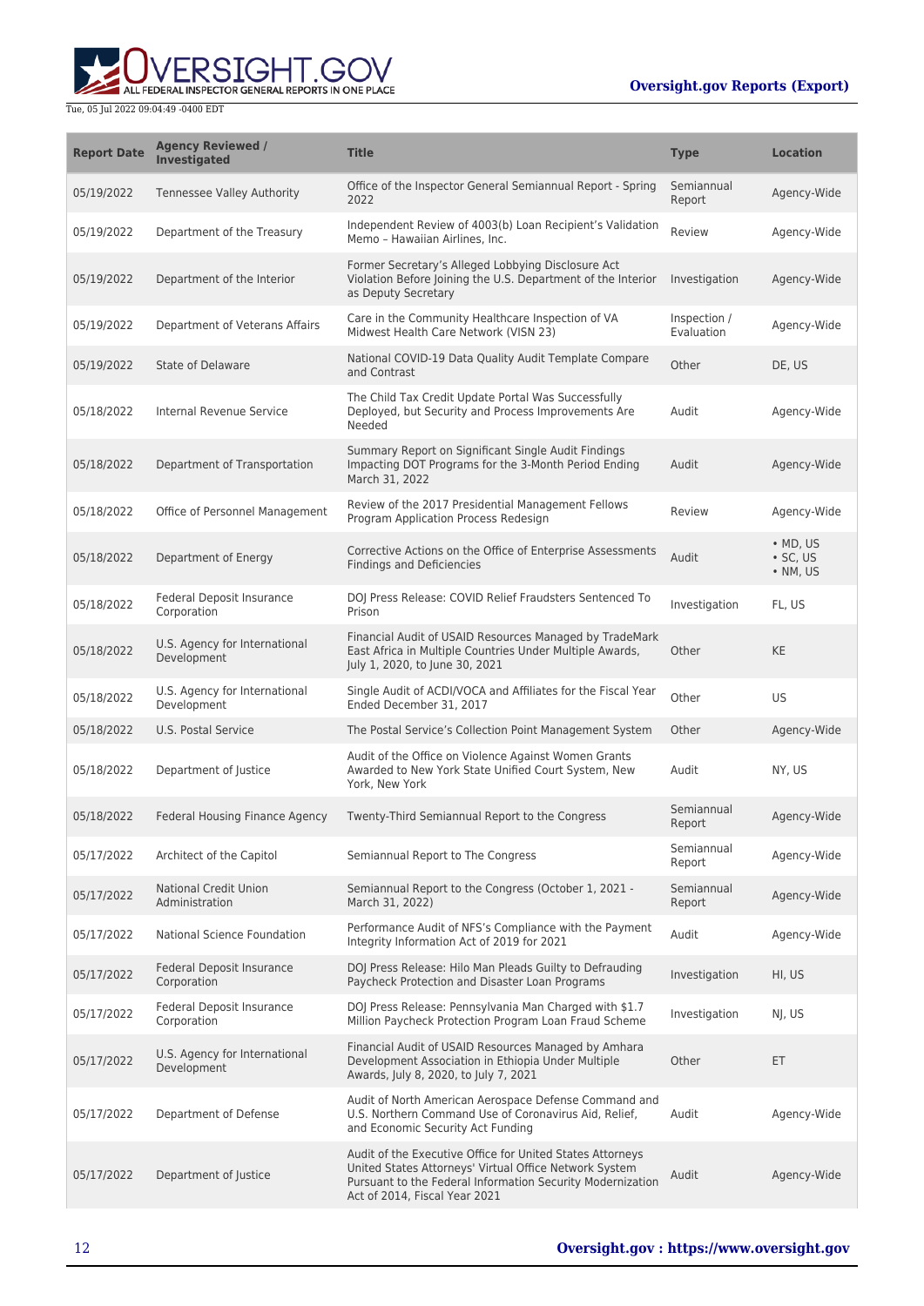| Report Date | Agency Reviewed / Investigated | Title | Type | Location |
|---|---|---|---|---|
| 05/19/2022 | Tennessee Valley Authority | Office of the Inspector General Semiannual Report - Spring 2022 | Semiannual Report | Agency-Wide |
| 05/19/2022 | Department of the Treasury | Independent Review of 4003(b) Loan Recipient's Validation Memo – Hawaiian Airlines, Inc. | Review | Agency-Wide |
| 05/19/2022 | Department of the Interior | Former Secretary's Alleged Lobbying Disclosure Act Violation Before Joining the U.S. Department of the Interior as Deputy Secretary | Investigation | Agency-Wide |
| 05/19/2022 | Department of Veterans Affairs | Care in the Community Healthcare Inspection of VA Midwest Health Care Network (VISN 23) | Inspection / Evaluation | Agency-Wide |
| 05/19/2022 | State of Delaware | National COVID-19 Data Quality Audit Template Compare and Contrast | Other | DE, US |
| 05/18/2022 | Internal Revenue Service | The Child Tax Credit Update Portal Was Successfully Deployed, but Security and Process Improvements Are Needed | Audit | Agency-Wide |
| 05/18/2022 | Department of Transportation | Summary Report on Significant Single Audit Findings Impacting DOT Programs for the 3-Month Period Ending March 31, 2022 | Audit | Agency-Wide |
| 05/18/2022 | Office of Personnel Management | Review of the 2017 Presidential Management Fellows Program Application Process Redesign | Review | Agency-Wide |
| 05/18/2022 | Department of Energy | Corrective Actions on the Office of Enterprise Assessments Findings and Deficiencies | Audit | • MD, US<br>• SC, US<br>• NM, US |
| 05/18/2022 | Federal Deposit Insurance Corporation | DOJ Press Release: COVID Relief Fraudsters Sentenced To Prison | Investigation | FL, US |
| 05/18/2022 | U.S. Agency for International Development | Financial Audit of USAID Resources Managed by TradeMark East Africa in Multiple Countries Under Multiple Awards, July 1, 2020, to June 30, 2021 | Other | KE |
| 05/18/2022 | U.S. Agency for International Development | Single Audit of ACDI/VOCA and Affiliates for the Fiscal Year Ended December 31, 2017 | Other | US |
| 05/18/2022 | U.S. Postal Service | The Postal Service's Collection Point Management System | Other | Agency-Wide |
| 05/18/2022 | Department of Justice | Audit of the Office on Violence Against Women Grants Awarded to New York State Unified Court System, New York, New York | Audit | NY, US |
| 05/18/2022 | Federal Housing Finance Agency | Twenty-Third Semiannual Report to the Congress | Semiannual Report | Agency-Wide |
| 05/17/2022 | Architect of the Capitol | Semiannual Report to The Congress | Semiannual Report | Agency-Wide |
| 05/17/2022 | National Credit Union Administration | Semiannual Report to the Congress (October 1, 2021 - March 31, 2022) | Semiannual Report | Agency-Wide |
| 05/17/2022 | National Science Foundation | Performance Audit of NFS's Compliance with the Payment Integrity Information Act of 2019 for 2021 | Audit | Agency-Wide |
| 05/17/2022 | Federal Deposit Insurance Corporation | DOJ Press Release: Hilo Man Pleads Guilty to Defrauding Paycheck Protection and Disaster Loan Programs | Investigation | HI, US |
| 05/17/2022 | Federal Deposit Insurance Corporation | DOJ Press Release: Pennsylvania Man Charged with $1.7 Million Paycheck Protection Program Loan Fraud Scheme | Investigation | NJ, US |
| 05/17/2022 | U.S. Agency for International Development | Financial Audit of USAID Resources Managed by Amhara Development Association in Ethiopia Under Multiple Awards, July 8, 2020, to July 7, 2021 | Other | ET |
| 05/17/2022 | Department of Defense | Audit of North American Aerospace Defense Command and U.S. Northern Command Use of Coronavirus Aid, Relief, and Economic Security Act Funding | Audit | Agency-Wide |
| 05/17/2022 | Department of Justice | Audit of the Executive Office for United States Attorneys United States Attorneys' Virtual Office Network System Pursuant to the Federal Information Security Modernization Act of 2014, Fiscal Year 2021 | Audit | Agency-Wide |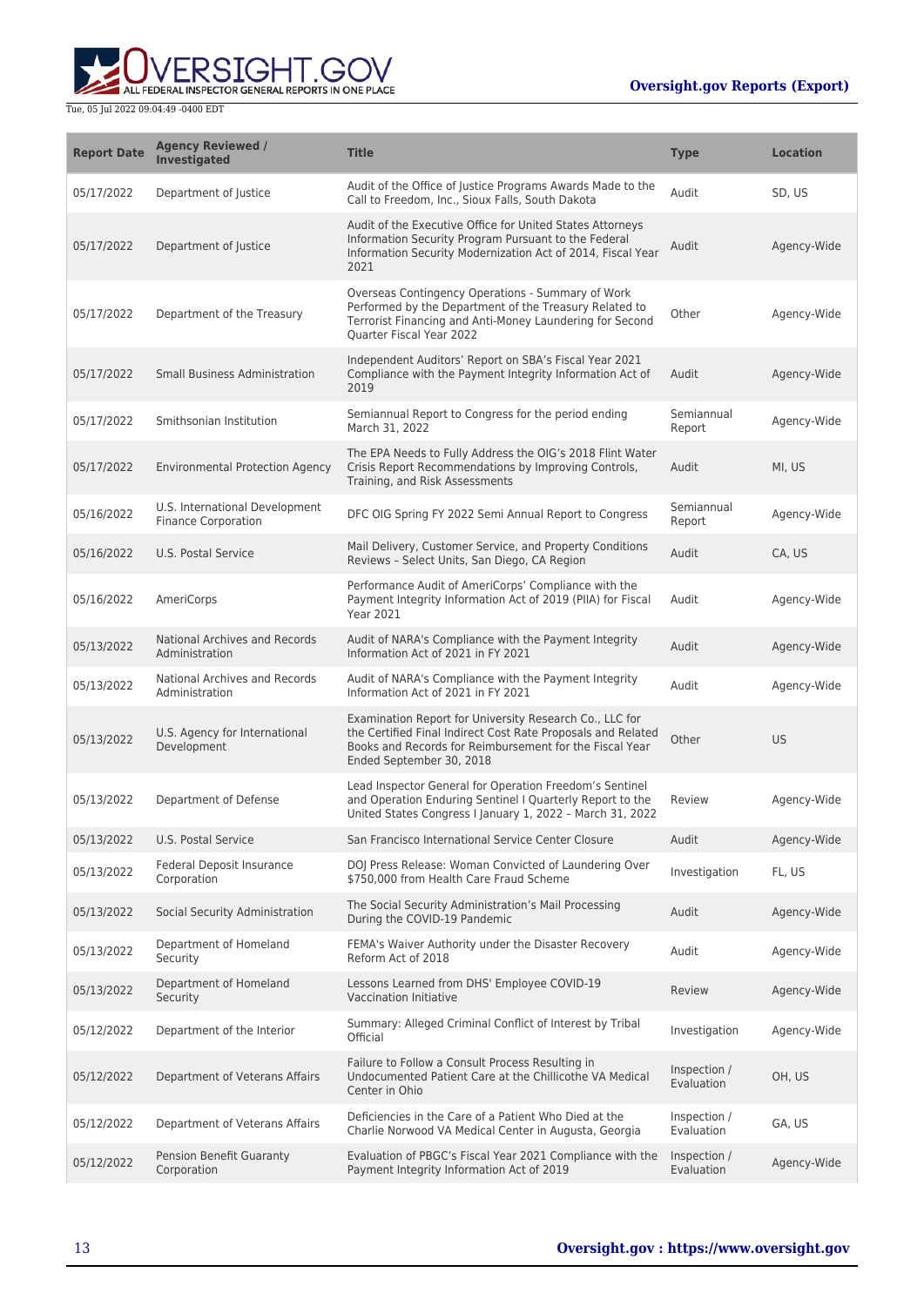| Report Date | Agency Reviewed / Investigated | Title | Type | Location |
|---|---|---|---|---|
| 05/17/2022 | Department of Justice | Audit of the Office of Justice Programs Awards Made to the Call to Freedom, Inc., Sioux Falls, South Dakota | Audit | SD, US |
| 05/17/2022 | Department of Justice | Audit of the Executive Office for United States Attorneys Information Security Program Pursuant to the Federal Information Security Modernization Act of 2014, Fiscal Year 2021 | Audit | Agency-Wide |
| 05/17/2022 | Department of the Treasury | Overseas Contingency Operations - Summary of Work Performed by the Department of the Treasury Related to Terrorist Financing and Anti-Money Laundering for Second Quarter Fiscal Year 2022 | Other | Agency-Wide |
| 05/17/2022 | Small Business Administration | Independent Auditors' Report on SBA's Fiscal Year 2021 Compliance with the Payment Integrity Information Act of 2019 | Audit | Agency-Wide |
| 05/17/2022 | Smithsonian Institution | Semiannual Report to Congress for the period ending March 31, 2022 | Semiannual Report | Agency-Wide |
| 05/17/2022 | Environmental Protection Agency | The EPA Needs to Fully Address the OIG's 2018 Flint Water Crisis Report Recommendations by Improving Controls, Training, and Risk Assessments | Audit | MI, US |
| 05/16/2022 | U.S. International Development Finance Corporation | DFC OIG Spring FY 2022 Semi Annual Report to Congress | Semiannual Report | Agency-Wide |
| 05/16/2022 | U.S. Postal Service | Mail Delivery, Customer Service, and Property Conditions Reviews – Select Units, San Diego, CA Region | Audit | CA, US |
| 05/16/2022 | AmeriCorps | Performance Audit of AmeriCorps' Compliance with the Payment Integrity Information Act of 2019 (PIIA) for Fiscal Year 2021 | Audit | Agency-Wide |
| 05/13/2022 | National Archives and Records Administration | Audit of NARA's Compliance with the Payment Integrity Information Act of 2021 in FY 2021 | Audit | Agency-Wide |
| 05/13/2022 | National Archives and Records Administration | Audit of NARA's Compliance with the Payment Integrity Information Act of 2021 in FY 2021 | Audit | Agency-Wide |
| 05/13/2022 | U.S. Agency for International Development | Examination Report for University Research Co., LLC for the Certified Final Indirect Cost Rate Proposals and Related Books and Records for Reimbursement for the Fiscal Year Ended September 30, 2018 | Other | US |
| 05/13/2022 | Department of Defense | Lead Inspector General for Operation Freedom's Sentinel and Operation Enduring Sentinel I Quarterly Report to the United States Congress I January 1, 2022 – March 31, 2022 | Review | Agency-Wide |
| 05/13/2022 | U.S. Postal Service | San Francisco International Service Center Closure | Audit | Agency-Wide |
| 05/13/2022 | Federal Deposit Insurance Corporation | DOJ Press Release: Woman Convicted of Laundering Over $750,000 from Health Care Fraud Scheme | Investigation | FL, US |
| 05/13/2022 | Social Security Administration | The Social Security Administration's Mail Processing During the COVID-19 Pandemic | Audit | Agency-Wide |
| 05/13/2022 | Department of Homeland Security | FEMA's Waiver Authority under the Disaster Recovery Reform Act of 2018 | Audit | Agency-Wide |
| 05/13/2022 | Department of Homeland Security | Lessons Learned from DHS' Employee COVID-19 Vaccination Initiative | Review | Agency-Wide |
| 05/12/2022 | Department of the Interior | Summary: Alleged Criminal Conflict of Interest by Tribal Official | Investigation | Agency-Wide |
| 05/12/2022 | Department of Veterans Affairs | Failure to Follow a Consult Process Resulting in Undocumented Patient Care at the Chillicothe VA Medical Center in Ohio | Inspection / Evaluation | OH, US |
| 05/12/2022 | Department of Veterans Affairs | Deficiencies in the Care of a Patient Who Died at the Charlie Norwood VA Medical Center in Augusta, Georgia | Inspection / Evaluation | GA, US |
| 05/12/2022 | Pension Benefit Guaranty Corporation | Evaluation of PBGC's Fiscal Year 2021 Compliance with the Payment Integrity Information Act of 2019 | Inspection / Evaluation | Agency-Wide |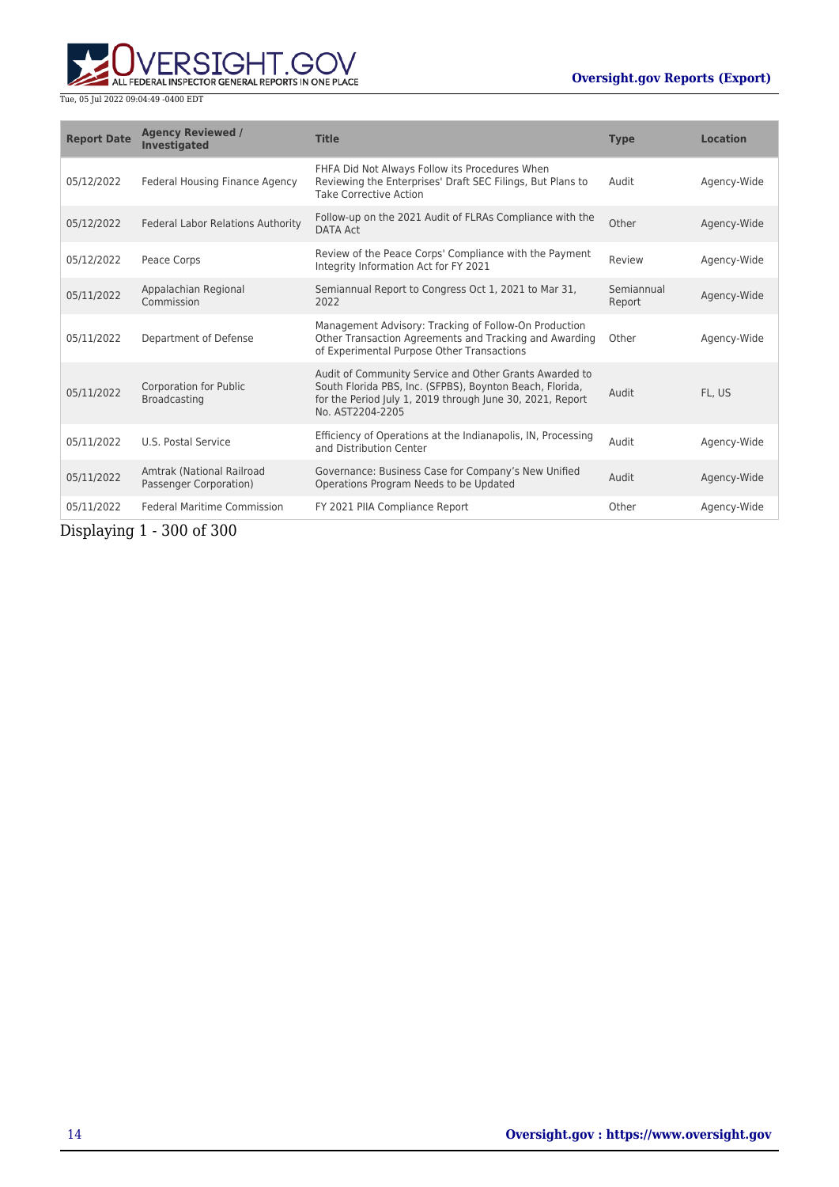| Report Date | Agency Reviewed / Investigated | Title | Type | Location |
| --- | --- | --- | --- | --- |
| 05/12/2022 | Federal Housing Finance Agency | FHFA Did Not Always Follow its Procedures When Reviewing the Enterprises' Draft SEC Filings, But Plans to Take Corrective Action | Audit | Agency-Wide |
| 05/12/2022 | Federal Labor Relations Authority | Follow-up on the 2021 Audit of FLRAs Compliance with the DATA Act | Other | Agency-Wide |
| 05/12/2022 | Peace Corps | Review of the Peace Corps' Compliance with the Payment Integrity Information Act for FY 2021 | Review | Agency-Wide |
| 05/11/2022 | Appalachian Regional Commission | Semiannual Report to Congress Oct 1, 2021 to Mar 31, 2022 | Semiannual Report | Agency-Wide |
| 05/11/2022 | Department of Defense | Management Advisory: Tracking of Follow-On Production Other Transaction Agreements and Tracking and Awarding of Experimental Purpose Other Transactions | Other | Agency-Wide |
| 05/11/2022 | Corporation for Public Broadcasting | Audit of Community Service and Other Grants Awarded to South Florida PBS, Inc. (SFPBS), Boynton Beach, Florida, for the Period July 1, 2019 through June 30, 2021, Report No. AST2204-2205 | Audit | FL, US |
| 05/11/2022 | U.S. Postal Service | Efficiency of Operations at the Indianapolis, IN, Processing and Distribution Center | Audit | Agency-Wide |
| 05/11/2022 | Amtrak (National Railroad Passenger Corporation) | Governance: Business Case for Company's New Unified Operations Program Needs to be Updated | Audit | Agency-Wide |
| 05/11/2022 | Federal Maritime Commission | FY 2021 PIIA Compliance Report | Other | Agency-Wide |

Displaying 1 - 300 of 300